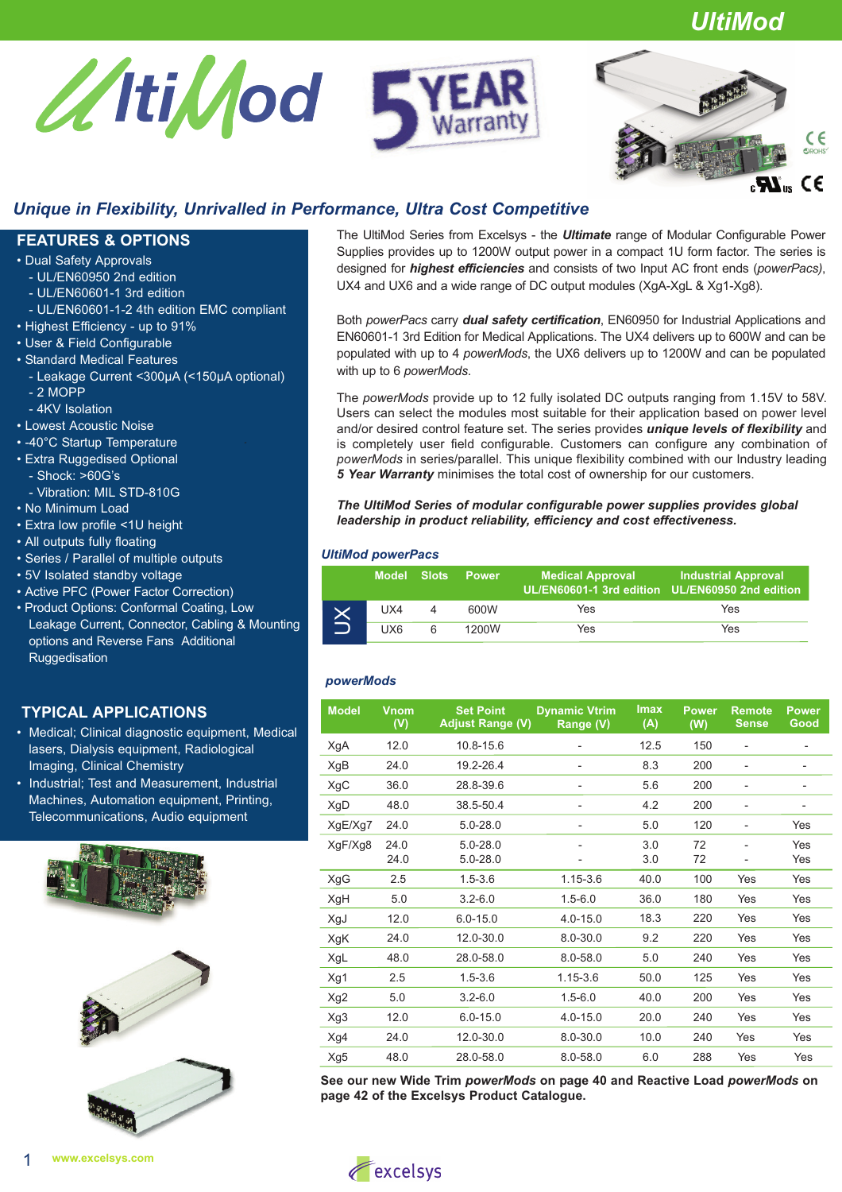# UltiMod

5 YEAR Warranty

## *Unique in Flexibility, Unrivalled in Performance, Ultra Cost Competitive*

## FEATURES & OPTIONS

- Dual Safety Approvals
  - UL/EN60950 2nd edition
  - UL/EN60601-1 3rd edition
  - UL/EN60601-1-2 4th edition EMC compliant
- Highest Efficiency - up to 91%
- User & Field Configurable
- Standard Medical Features
  - Leakage Current <300µA (<150µA optional)
  - 2 MOPP
  - 4KV Isolation
- Lowest Acoustic Noise
- -40°C Startup Temperature
- Extra Ruggedised Optional
  - Shock: >60G's
  - Vibration: MIL STD-810G
- No Minimum Load
- Extra low profile <1U height
- All outputs fully floating
- Series / Parallel of multiple outputs
- 5V Isolated standby voltage
- Active PFC (Power Factor Correction)
- Product Options: Conformal Coating, Low Leakage Current, Connector, Cabling & Mounting options and Reverse Fans Additional Ruggedisation

## TYPICAL APPLICATIONS

- Medical; Clinical diagnostic equipment, Medical lasers, Dialysis equipment, Radiological Imaging, Clinical Chemistry
- Industrial; Test and Measurement, Industrial Machines, Automation equipment, Printing, Telecommunications, Audio equipment

The UltiMod Series from Excelsys - the ***Ultimate*** range of Modular Configurable Power Supplies provides up to 1200W output power in a compact 1U form factor. The series is designed for ***highest efficiencies*** and consists of two Input AC front ends (*powerPacs*), UX4 and UX6 and a wide range of DC output modules (XgA-XgL & Xg1-Xg8).

Both *powerPacs* carry ***dual safety certification***, EN60950 for Industrial Applications and EN60601-1 3rd Edition for Medical Applications. The UX4 delivers up to 600W and can be populated with up to 4 *powerMods*, the UX6 delivers up to 1200W and can be populated with up to 6 *powerMods*.

The *powerMods* provide up to 12 fully isolated DC outputs ranging from 1.15V to 58V. Users can select the modules most suitable for their application based on power level and/or desired control feature set. The series provides ***unique levels of flexibility*** and is completely user field configurable. Customers can configure any combination of *powerMods* in series/parallel. This unique flexibility combined with our Industry leading ***5 Year Warranty*** minimises the total cost of ownership for our customers.

***The UltiMod Series of modular configurable power supplies provides global leadership in product reliability, efficiency and cost effectiveness.***

### *UltiMod powerPacs*

| | Model | Slots | Power | Medical Approval UL/EN60601-1 3rd edition | Industrial Approval UL/EN60950 2nd edition |
|---|---|---|---|---|---|
| UX | UX4 | 4 | 600W | Yes | Yes |
| | UX6 | 6 | 1200W | Yes | Yes |

### *powerMods*

| Model | Vnom (V) | Set Point Adjust Range (V) | Dynamic Vtrim Range (V) | Imax (A) | Power (W) | Remote Sense | Power Good |
|---|---|---|---|---|---|---|---|
| XgA | 12.0 | 10.8-15.6 | - | 12.5 | 150 | - | - |
| XgB | 24.0 | 19.2-26.4 | - | 8.3 | 200 | - | - |
| XgC | 36.0 | 28.8-39.6 | - | 5.6 | 200 | - | - |
| XgD | 48.0 | 38.5-50.4 | - | 4.2 | 200 | - | - |
| XgE/Xg7 | 24.0 | 5.0-28.0 | - | 5.0 | 120 | - | Yes |
| XgF/Xg8 | 24.0<br>24.0 | 5.0-28.0<br>5.0-28.0 | -<br>- | 3.0<br>3.0 | 72<br>72 | -<br>- | Yes<br>Yes |
| XgG | 2.5 | 1.5-3.6 | 1.15-3.6 | 40.0 | 100 | Yes | Yes |
| XgH | 5.0 | 3.2-6.0 | 1.5-6.0 | 36.0 | 180 | Yes | Yes |
| XgJ | 12.0 | 6.0-15.0 | 4.0-15.0 | 18.3 | 220 | Yes | Yes |
| XgK | 24.0 | 12.0-30.0 | 8.0-30.0 | 9.2 | 220 | Yes | Yes |
| XgL | 48.0 | 28.0-58.0 | 8.0-58.0 | 5.0 | 240 | Yes | Yes |
| Xg1 | 2.5 | 1.5-3.6 | 1.15-3.6 | 50.0 | 125 | Yes | Yes |
| Xg2 | 5.0 | 3.2-6.0 | 1.5-6.0 | 40.0 | 200 | Yes | Yes |
| Xg3 | 12.0 | 6.0-15.0 | 4.0-15.0 | 20.0 | 240 | Yes | Yes |
| Xg4 | 24.0 | 12.0-30.0 | 8.0-30.0 | 10.0 | 240 | Yes | Yes |
| Xg5 | 48.0 | 28.0-58.0 | 8.0-58.0 | 6.0 | 288 | Yes | Yes |

**See our new Wide Trim *powerMods* on page 40 and Reactive Load *powerMods* on page 42 of the Excelsys Product Catalogue.**

www.excelsys.com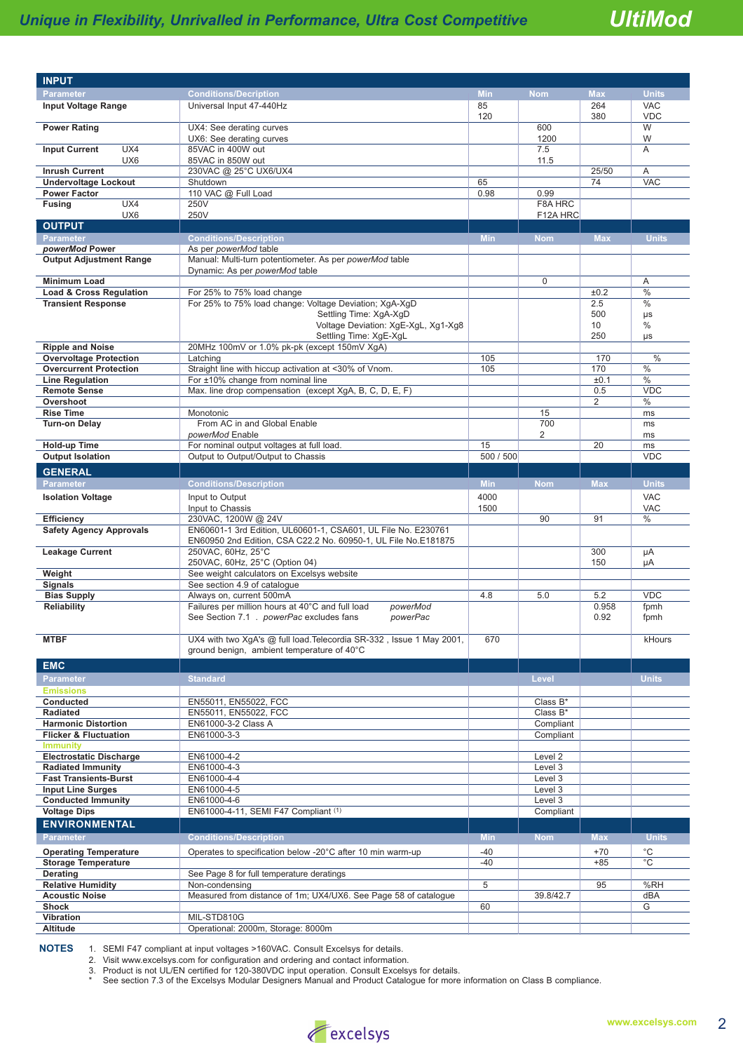## INPUT

| Parameter | Conditions/Decription | Min | Nom | Max | Units |
|---|---|---|---|---|---|
| **Input Voltage Range** | Universal Input 47-440Hz | 85<br>120 | | 264<br>380 | VAC<br>VDC |
| **Power Rating** | UX4: See derating curves<br>UX6: See derating curves | | 600<br>1200 | | W<br>W |
| **Input Current** UX4<br>UX6 | 85VAC in 400W out<br>85VAC in 850W out | | 7.5<br>11.5 | | A |
| **Inrush Current** | 230VAC @ 25°C UX6/UX4 | | | 25/50 | A |
| **Undervoltage Lockout** | Shutdown | 65 | | 74 | VAC |
| **Power Factor** | 110 VAC @ Full Load | 0.98 | 0.99 | | |
| **Fusing** UX4<br>UX6 | 250V<br>250V | | F8A HRC<br>F12A HRC | | |

## OUTPUT

| Parameter | Conditions/Description | Min | Nom | Max | Units |
|---|---|---|---|---|---|
| ***powerMod* Power** | As per *powerMod* table | | | | |
| **Output Adjustment Range** | Manual: Multi-turn potentiometer. As per *powerMod* table<br>Dynamic: As per *powerMod* table | | | | |
| **Minimum Load** | | | 0 | | A |
| **Load & Cross Regulation** | For 25% to 75% load change | | | ±0.2 | % |
| **Transient Response** | For 25% to 75% load change: Voltage Deviation; XgA-XgD<br>Settling Time: XgA-XgD<br>Voltage Deviation: XgE-XgL, Xg1-Xg8<br>Settling Time: XgE-XgL | | | 2.5<br>500<br>10<br>250 | %<br>μs<br>%<br>μs |
| **Ripple and Noise** | 20MHz 100mV or 1.0% pk-pk (except 150mV XgA) | | | | |
| **Overvoltage Protection** | Latching | 105 | | 170 | % |
| **Overcurrent Protection** | Straight line with hiccup activation at <30% of Vnom. | 105 | | 170 | % |
| **Line Regulation** | For ±10% change from nominal line | | | ±0.1 | % |
| **Remote Sense** | Max. line drop compensation (except XgA, B, C, D, E, F) | | | 0.5 | VDC |
| **Overshoot** | | | | 2 | % |
| **Rise Time** | Monotonic | | 15 | | ms |
| **Turn-on Delay** | From AC in and Global Enable<br>*powerMod* Enable | | 700<br>2 | | ms<br>ms |
| **Hold-up Time** | For nominal output voltages at full load. | 15 | | 20 | ms |
| **Output Isolation** | Output to Output/Output to Chassis | 500 / 500 | | | VDC |

## GENERAL

| Parameter | Conditions/Description | Min | Nom | Max | Units |
|---|---|---|---|---|---|
| **Isolation Voltage** | Input to Output<br>Input to Chassis | 4000<br>1500 | | | VAC<br>VAC |
| **Efficiency** | 230VAC, 1200W @ 24V | | 90 | 91 | % |
| **Safety Agency Approvals** | EN60601-1 3rd Edition, UL60601-1, CSA601, UL File No. E230761<br>EN60950 2nd Edition, CSA C22.2 No. 60950-1, UL File No.E181875 | | | | |
| **Leakage Current** | 250VAC, 60Hz, 25°C<br>250VAC, 60Hz, 25°C (Option 04) | | | 300<br>150 | μA<br>μA |
| **Weight** | See weight calculators on Excelsys website | | | | |
| **Signals** | See section 4.9 of catalogue | | | | |
| **Bias Supply** | Always on, current 500mA | 4.8 | 5.0 | 5.2 | VDC |
| **Reliability** | Failures per million hours at 40°C and full load *powerMod*<br>See Section 7.1 . *powerPac* excludes fans *powerPac* | | | 0.958<br>0.92 | fpmh<br>fpmh |
| **MTBF** | UX4 with two XgA's @ full load.Telecordia SR-332 , Issue 1 May 2001, ground benign, ambient temperature of 40°C | 670 | | | kHours |

## EMC

| Parameter | Standard | Level | Units |
|---|---|---|---|
| **Emissions** | | | |
| **Conducted** | EN55011, EN55022, FCC | Class B* | |
| **Radiated** | EN55011, EN55022, FCC | Class B* | |
| **Harmonic Distortion** | EN61000-3-2 Class A | Compliant | |
| **Flicker & Fluctuation** | EN61000-3-3 | Compliant | |
| **Immunity** | | | |
| **Electrostatic Discharge** | EN61000-4-2 | Level 2 | |
| **Radiated Immunity** | EN61000-4-3 | Level 3 | |
| **Fast Transients-Burst** | EN61000-4-4 | Level 3 | |
| **Input Line Surges** | EN61000-4-5 | Level 3 | |
| **Conducted Immunity** | EN61000-4-6 | Level 3 | |
| **Voltage Dips** | EN61000-4-11, SEMI F47 Compliant (1) | Compliant | |

## ENVIRONMENTAL

| Parameter | Conditions/Description | Min | Nom | Max | Units |
|---|---|---|---|---|---|
| **Operating Temperature** | Operates to specification below -20°C after 10 min warm-up | -40 | | +70 | °C |
| **Storage Temperature** | | -40 | | +85 | °C |
| **Derating** | See Page 8 for full temperature deratings | | | | |
| **Relative Humidity** | Non-condensing | 5 | | 95 | %RH |
| **Acoustic Noise** | Measured from distance of 1m; UX4/UX6. See Page 58 of catalogue | | 39.8/42.7 | | dBA |
| **Shock** | | 60 | | | G |
| **Vibration** | MIL-STD810G | | | | |
| **Altitude** | Operational: 2000m, Storage: 8000m | | | | |

**NOTES**

1. SEMI F47 compliant at input voltages >160VAC. Consult Excelsys for details.
2. Visit www.excelsys.com for configuration and ordering and contact information.
3. Product is not UL/EN certified for 120-380VDC input operation. Consult Excelsys for details.

\* See section 7.3 of the Excelsys Modular Designers Manual and Product Catalogue for more information on Class B compliance.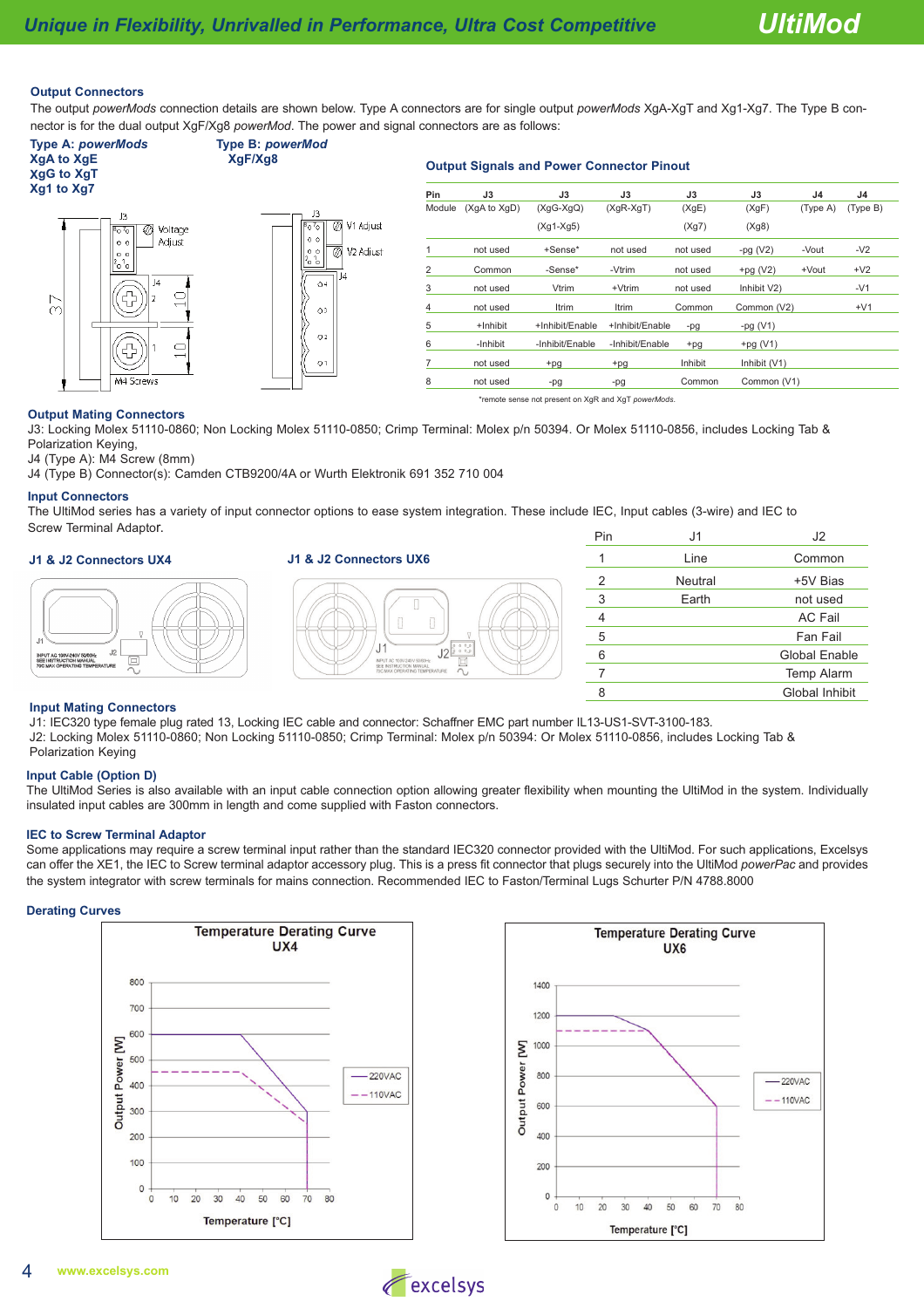### Output Connectors

The output *powerMods* connection details are shown below. Type A connectors are for single output *powerMods* XgA-XgT and Xg1-Xg7. The Type B connector is for the dual output XgF/Xg8 *powerMod*. The power and signal connectors are as follows:

**Type A: *powerMods***
**XgA to XgE**
**XgG to XgT**
**Xg1 to Xg7**

J3
Voltage Adjust
J4
37
2
10
1
10
M4 Screws

**Type B: *powerMod***
**XgF/Xg8**

J3
V1 Adjust
V2 Adjust
J4

### Output Signals and Power Connector Pinout

| Pin Module | J3 (XgA to XgD) | J3 (XgG-XgQ) (Xg1-Xg5) | J3 (XgR-XgT) | J3 (XgE) (Xg7) | J3 (XgF) (Xg8) | J4 (Type A) | J4 (Type B) |
|---|---|---|---|---|---|---|---|
| 1 | not used | +Sense* | not used | not used | -pg (V2) | -Vout | -V2 |
| 2 | Common | -Sense* | -Vtrim | not used | +pg (V2) | +Vout | +V2 |
| 3 | not used | Vtrim | +Vtrim | not used | Inhibit V2) | | -V1 |
| 4 | not used | Itrim | Itrim | Common | Common (V2) | | +V1 |
| 5 | +Inhibit | +Inhibit/Enable | +Inhibit/Enable | -pg | -pg (V1) | | |
| 6 | -Inhibit | -Inhibit/Enable | -Inhibit/Enable | +pg | +pg (V1) | | |
| 7 | not used | +pg | +pg | Inhibit | Inhibit (V1) | | |
| 8 | not used | -pg | -pg | Common | Common (V1) | | |

*remote sense not present on XgR and XgT *powerMods*.

### Output Mating Connectors

J3: Locking Molex 51110-0860; Non Locking Molex 51110-0850; Crimp Terminal: Molex p/n 50394. Or Molex 51110-0856, includes Locking Tab & Polarization Keying,
J4 (Type A): M4 Screw (8mm)
J4 (Type B) Connector(s): Camden CTB9200/4A or Wurth Elektronik 691 352 710 004

### Input Connectors

The UltiMod series has a variety of input connector options to ease system integration. These include IEC, Input cables (3-wire) and IEC to Screw Terminal Adaptor.

**J1 & J2 Connectors UX4**

J1
J2
INPUT AC 100V-240V 50/60Hz
SEE INSTRUCTION MANUAL
70C MAX OPERATING TEMPERATURE

**J1 & J2 Connectors UX6**

J1
J2
INPUT AC 100V-240V 50/60Hz
SEE INSTRUCTION MANUAL
70C MAX OPERATING TEMPERATURE

| Pin | J1 | J2 |
|---|---|---|
| 1 | Line | Common |
| 2 | Neutral | +5V Bias |
| 3 | Earth | not used |
| 4 | | AC Fail |
| 5 | | Fan Fail |
| 6 | | Global Enable |
| 7 | | Temp Alarm |
| 8 | | Global Inhibit |

### Input Mating Connectors

J1: IEC320 type female plug rated 13, Locking IEC cable and connector: Schaffner EMC part number IL13-US1-SVT-3100-183.
J2: Locking Molex 51110-0860; Non Locking 51110-0850; Crimp Terminal: Molex p/n 50394: Or Molex 51110-0856, includes Locking Tab & Polarization Keying

### Input Cable (Option D)

The UltiMod Series is also available with an input cable connection option allowing greater flexibility when mounting the UltiMod in the system. Individually insulated input cables are 300mm in length and come supplied with Faston connectors.

### IEC to Screw Terminal Adaptor

Some applications may require a screw terminal input rather than the standard IEC320 connector provided with the UltiMod. For such applications, Excelsys can offer the XE1, the IEC to Screw terminal adaptor accessory plug. This is a press fit connector that plugs securely into the UltiMod *powerPac* and provides the system integrator with screw terminals for mains connection. Recommended IEC to Faston/Terminal Lugs Schurter P/N 4788.8000

### Derating Curves

Temperature Derating Curve
UX4

Output Power [W]
800
700
600
500
400
300
200
100
0
0 10 20 30 40 50 60 70 80
Temperature [°C]
220VAC
110VAC

Temperature Derating Curve
UX6

Output Power [W]
1400
1200
1000
800
600
400
200
0
0 10 20 30 40 50 60 70 80
Temperature [°C]
220VAC
110VAC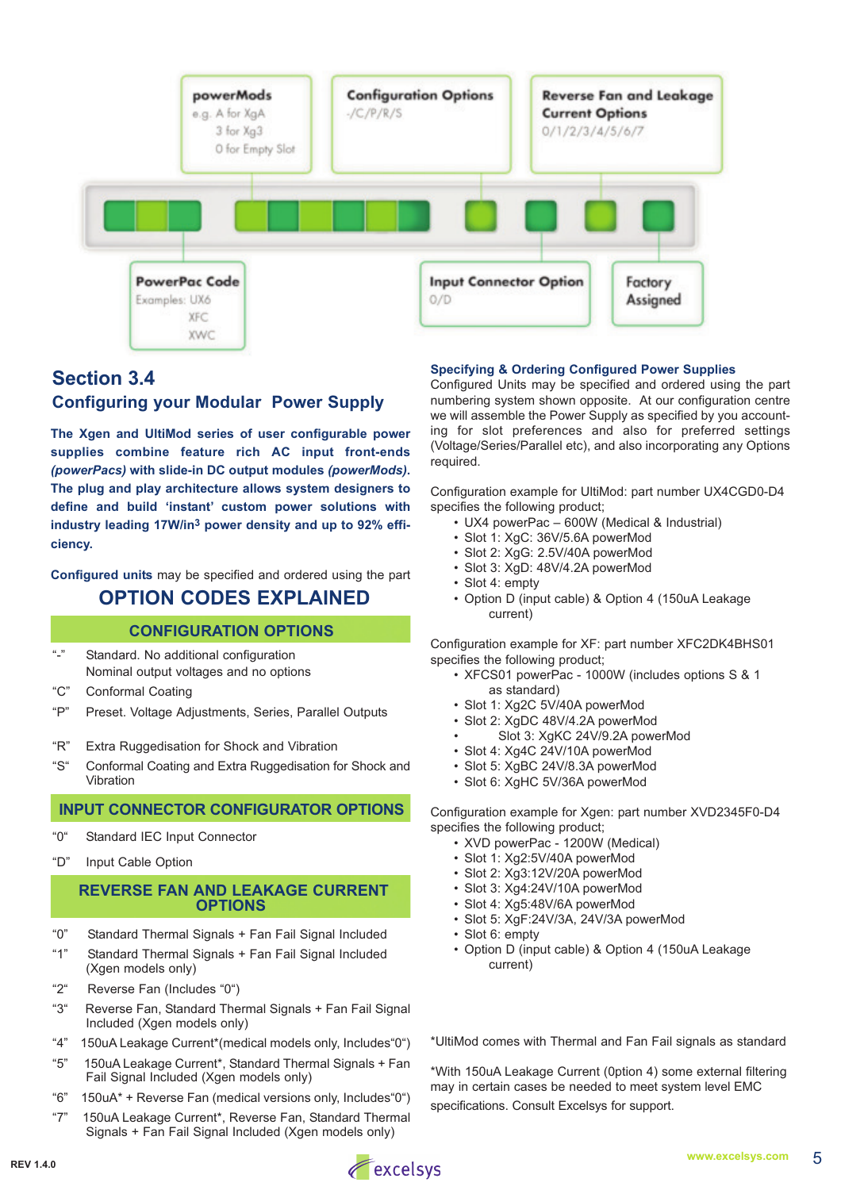powerMods
e.g. A for XgA
3 for Xg3
0 for Empty Slot

Configuration Options
-/C/P/R/S

Reverse Fan and Leakage Current Options
0/1/2/3/4/5/6/7

PowerPac Code
Examples: UX6
XFC
XWC

Input Connector Option
0/D

Factory Assigned

## Section 3.4

## Configuring your Modular Power Supply

**The Xgen and UltiMod series of user configurable power supplies combine feature rich AC input front-ends *(powerPacs)* with slide-in DC output modules *(powerMods)*. The plug and play architecture allows system designers to define and build 'instant' custom power solutions with industry leading 17W/in³ power density and up to 92% efficiency.**

**Configured units** may be specified and ordered using the part

# OPTION CODES EXPLAINED

### CONFIGURATION OPTIONS

| | |
|---|---|
| "-" | Standard. No additional configuration<br>Nominal output voltages and no options |
| "C" | Conformal Coating |
| "P" | Preset. Voltage Adjustments, Series, Parallel Outputs |
| "R" | Extra Ruggedisation for Shock and Vibration |
| "S" | Conformal Coating and Extra Ruggedisation for Shock and Vibration |

### INPUT CONNECTOR CONFIGURATOR OPTIONS

| | |
|---|---|
| "0" | Standard IEC Input Connector |
| "D" | Input Cable Option |

### REVERSE FAN AND LEAKAGE CURRENT OPTIONS

| | |
|---|---|
| "0" | Standard Thermal Signals + Fan Fail Signal Included |
| "1" | Standard Thermal Signals + Fan Fail Signal Included (Xgen models only) |
| "2" | Reverse Fan (Includes "0") |
| "3" | Reverse Fan, Standard Thermal Signals + Fan Fail Signal Included (Xgen models only) |
| "4" | 150uA Leakage Current*(medical models only, Includes"0") |
| "5" | 150uA Leakage Current*, Standard Thermal Signals + Fan Fail Signal Included (Xgen models only) |
| "6" | 150uA* + Reverse Fan (medical versions only, Includes"0") |
| "7" | 150uA Leakage Current*, Reverse Fan, Standard Thermal Signals + Fan Fail Signal Included (Xgen models only) |

### Specifying & Ordering Configured Power Supplies

Configured Units may be specified and ordered using the part numbering system shown opposite. At our configuration centre we will assemble the Power Supply as specified by you accounting for slot preferences and also for preferred settings (Voltage/Series/Parallel etc), and also incorporating any Options required.

Configuration example for UltiMod: part number UX4CGD0-D4 specifies the following product;

- UX4 powerPac – 600W (Medical & Industrial)
- Slot 1: XgC: 36V/5.6A powerMod
- Slot 2: XgG: 2.5V/40A powerMod
- Slot 3: XgD: 48V/4.2A powerMod
- Slot 4: empty
- Option D (input cable) & Option 4 (150uA Leakage current)

Configuration example for XF: part number XFC2DK4BHS01 specifies the following product;

- XFCS01 powerPac - 1000W (includes options S & 1 as standard)
- Slot 1: Xg2C 5V/40A powerMod
- Slot 2: XgDC 48V/4.2A powerMod
- Slot 3: XgKC 24V/9.2A powerMod
- Slot 4: Xg4C 24V/10A powerMod
- Slot 5: XgBC 24V/8.3A powerMod
- Slot 6: XgHC 5V/36A powerMod

Configuration example for Xgen: part number XVD2345F0-D4 specifies the following product;

- XVD powerPac - 1200W (Medical)
- Slot 1: Xg2:5V/40A powerMod
- Slot 2: Xg3:12V/20A powerMod
- Slot 3: Xg4:24V/10A powerMod
- Slot 4: Xg5:48V/6A powerMod
- Slot 5: XgF:24V/3A, 24V/3A powerMod
- Slot 6: empty
- Option D (input cable) & Option 4 (150uA Leakage current)

*UltiMod comes with Thermal and Fan Fail signals as standard

*With 150uA Leakage Current (0ption 4) some external filtering may in certain cases be needed to meet system level EMC specifications. Consult Excelsys for support.

REV 1.4.0

excelsys

www.excelsys.com